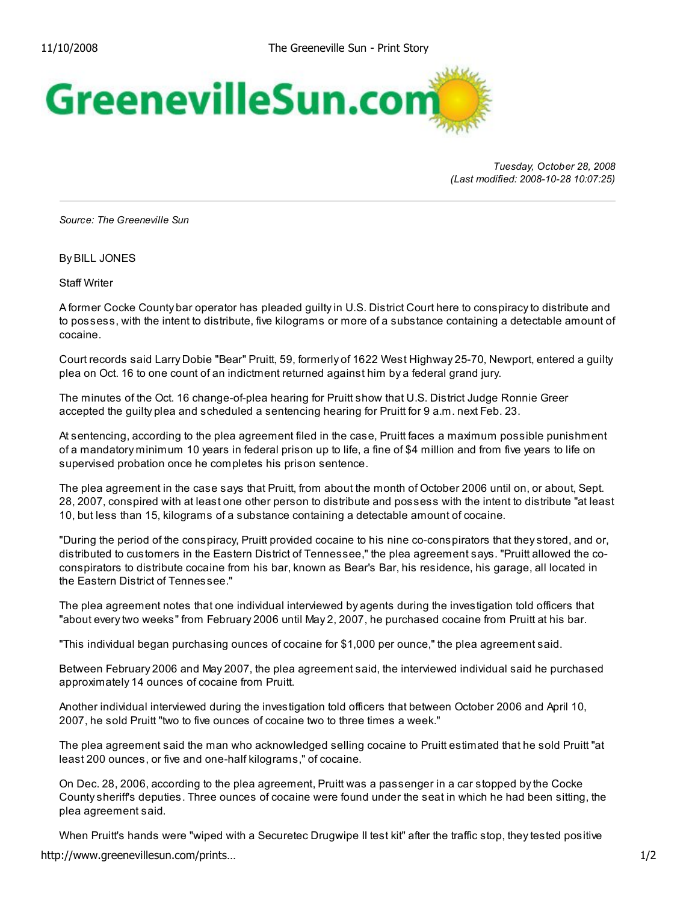*Tuesday, October 28, 2008*
*(Last modified: 2008-10-28 10:07:25)*

*Source: The Greeneville Sun*

By BILL JONES

Staff Writer

A former Cocke County bar operator has pleaded guilty in U.S. District Court here to conspiracy to distribute and to possess, with the intent to distribute, five kilograms or more of a substance containing a detectable amount of cocaine.

Court records said Larry Dobie "Bear" Pruitt, 59, formerly of 1622 West Highway 25-70, Newport, entered a guilty plea on Oct. 16 to one count of an indictment returned against him by a federal grand jury.

The minutes of the Oct. 16 change-of-plea hearing for Pruitt show that U.S. District Judge Ronnie Greer accepted the guilty plea and scheduled a sentencing hearing for Pruitt for 9 a.m. next Feb. 23.

At sentencing, according to the plea agreement filed in the case, Pruitt faces a maximum possible punishment of a mandatory minimum 10 years in federal prison up to life, a fine of $4 million and from five years to life on supervised probation once he completes his prison sentence.

The plea agreement in the case says that Pruitt, from about the month of October 2006 until on, or about, Sept. 28, 2007, conspired with at least one other person to distribute and possess with the intent to distribute "at least 10, but less than 15, kilograms of a substance containing a detectable amount of cocaine.

"During the period of the conspiracy, Pruitt provided cocaine to his nine co-conspirators that they stored, and or, distributed to customers in the Eastern District of Tennessee," the plea agreement says. "Pruitt allowed the co-conspirators to distribute cocaine from his bar, known as Bear's Bar, his residence, his garage, all located in the Eastern District of Tennessee."

The plea agreement notes that one individual interviewed by agents during the investigation told officers that "about every two weeks" from February 2006 until May 2, 2007, he purchased cocaine from Pruitt at his bar.

"This individual began purchasing ounces of cocaine for $1,000 per ounce," the plea agreement said.

Between February 2006 and May 2007, the plea agreement said, the interviewed individual said he purchased approximately 14 ounces of cocaine from Pruitt.

Another individual interviewed during the investigation told officers that between October 2006 and April 10, 2007, he sold Pruitt "two to five ounces of cocaine two to three times a week."

The plea agreement said the man who acknowledged selling cocaine to Pruitt estimated that he sold Pruitt "at least 200 ounces, or five and one-half kilograms," of cocaine.

On Dec. 28, 2006, according to the plea agreement, Pruitt was a passenger in a car stopped by the Cocke County sheriff's deputies. Three ounces of cocaine were found under the seat in which he had been sitting, the plea agreement said.

When Pruitt's hands were "wiped with a Securetec Drugwipe II test kit" after the traffic stop, they tested positive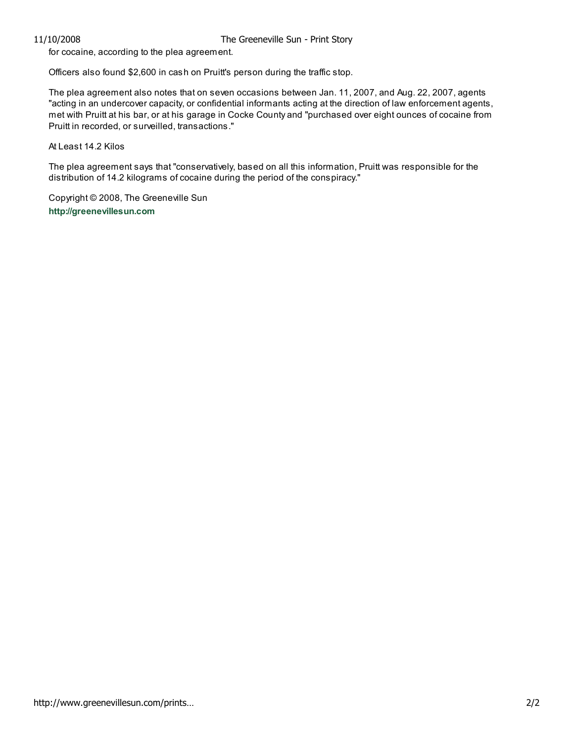for cocaine, according to the plea agreement.

Officers also found $2,600 in cash on Pruitt's person during the traffic stop.

The plea agreement also notes that on seven occasions between Jan. 11, 2007, and Aug. 22, 2007, agents "acting in an undercover capacity, or confidential informants acting at the direction of law enforcement agents, met with Pruitt at his bar, or at his garage in Cocke County and "purchased over eight ounces of cocaine from Pruitt in recorded, or surveilled, transactions."

At Least 14.2 Kilos

The plea agreement says that "conservatively, based on all this information, Pruitt was responsible for the distribution of 14.2 kilograms of cocaine during the period of the conspiracy."

Copyright © 2008, The Greeneville Sun

http://greenevillesun.com